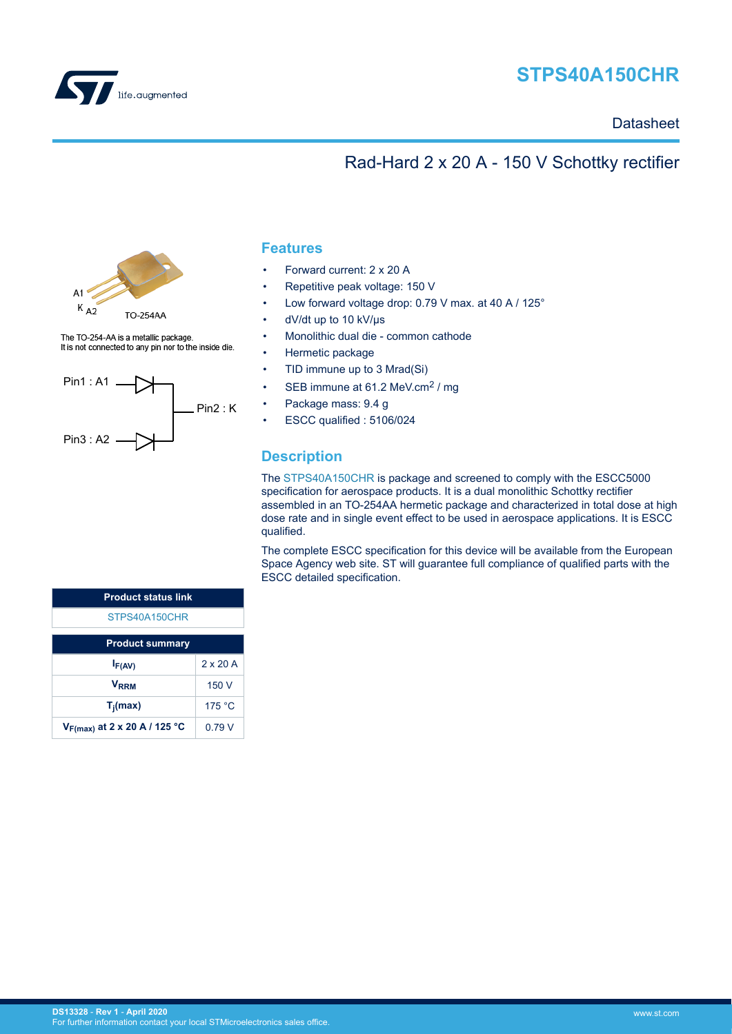# STPS40A150CHR

Datasheet

## Rad-Hard 2 x 20 A - 150 V Schottky rectifier

A1
K A2
TO-254AA

The TO-254-AA is a metallic package.
It is not connected to any pin nor to the inside die.

Pin1 : A1
Pin2 : K
Pin3 : A2

## Features

- Forward current: 2 x 20 A
- Repetitive peak voltage: 150 V
- Low forward voltage drop: 0.79 V max. at 40 A / 125°
- dV/dt up to 10 kV/µs
- Monolithic dual die - common cathode
- Hermetic package
- TID immune up to 3 Mrad(Si)
- SEB immune at 61.2 MeV.cm$^2$ / mg
- Package mass: 9.4 g
- ESCC qualified : 5106/024

## Description

The STPS40A150CHR is package and screened to comply with the ESCC5000 specification for aerospace products. It is a dual monolithic Schottky rectifier assembled in an TO-254AA hermetic package and characterized in total dose at high dose rate and in single event effect to be used in aerospace applications. It is ESCC qualified.

The complete ESCC specification for this device will be available from the European Space Agency web site. ST will guarantee full compliance of qualified parts with the ESCC detailed specification.

| Product status link |
| --- |
| STPS40A150CHR |

| Product summary | |
| --- | --- |
| $I_{F(AV)}$ | 2 x 20 A |
| $V_{RRM}$ | 150 V |
| $T_j$(max) | 175 °C |
| $V_{F(max)}$ at 2 x 20 A / 125 °C | 0.79 V |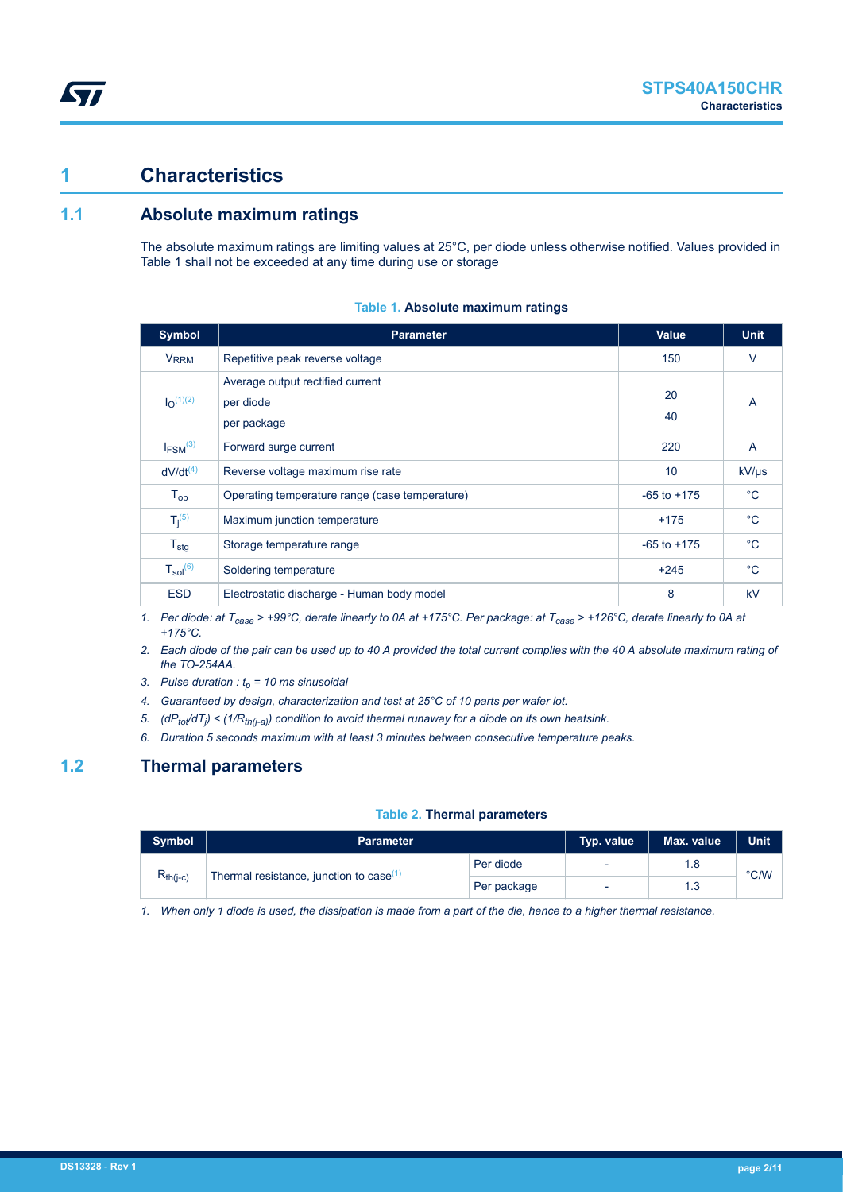# 1 Characteristics

## 1.1 Absolute maximum ratings

The absolute maximum ratings are limiting values at 25°C, per diode unless otherwise notified. Values provided in Table 1 shall not be exceeded at any time during use or storage

**Table 1. Absolute maximum ratings**

| Symbol | Parameter | Value | Unit |
|---|---|---|---|
| $V_{RRM}$ | Repetitive peak reverse voltage | 150 | V |
| $I_O$ [(1)(2)] | Average output rectified current<br>per diode<br>per package | <br>20<br>40 | A |
| $I_{FSM}$ [(3)] | Forward surge current | 220 | A |
| dV/dt [(4)] | Reverse voltage maximum rise rate | 10 | kV/µs |
| $T_{op}$ | Operating temperature range (case temperature) | -65 to +175 | °C |
| $T_j$ [(5)] | Maximum junction temperature | +175 | °C |
| $T_{stg}$ | Storage temperature range | -65 to +175 | °C |
| $T_{sol}$ [(6)] | Soldering temperature | +245 | °C |
| ESD | Electrostatic discharge - Human body model | 8 | kV |

1. *Per diode: at $T_{case}$ > +99°C, derate linearly to 0A at +175°C. Per package: at $T_{case}$ > +126°C, derate linearly to 0A at +175°C.*
2. *Each diode of the pair can be used up to 40 A provided the total current complies with the 40 A absolute maximum rating of the TO-254AA.*
3. *Pulse duration : $t_p$ = 10 ms sinusoidal*
4. *Guaranteed by design, characterization and test at 25°C of 10 parts per wafer lot.*
5. *$(dP_{tot}/dT_j) < (1/R_{th(j-a)})$ condition to avoid thermal runaway for a diode on its own heatsink.*
6. *Duration 5 seconds maximum with at least 3 minutes between consecutive temperature peaks.*

## 1.2 Thermal parameters

**Table 2. Thermal parameters**

| Symbol | Parameter | | Typ. value | Max. value | Unit |
|---|---|---|---|---|---|
| $R_{th(j-c)}$ | Thermal resistance, junction to case [(1)] | Per diode | - | 1.8 | °C/W |
| | | Per package | - | 1.3 | |

1. *When only 1 diode is used, the dissipation is made from a part of the die, hence to a higher thermal resistance.*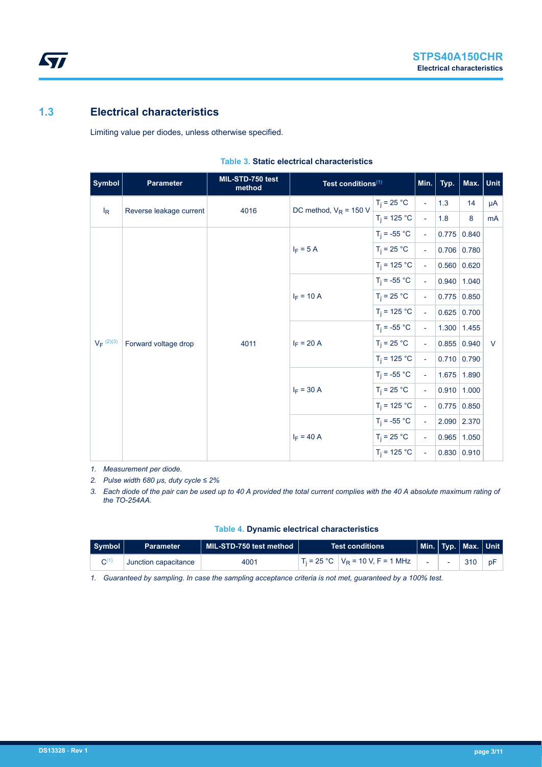## 1.3 Electrical characteristics

Limiting value per diodes, unless otherwise specified.

**Table 3. Static electrical characteristics**

| Symbol | Parameter | MIL-STD-750 test method | Test conditions[(1)] | | Min. | Typ. | Max. | Unit |
|---|---|---|---|---|---|---|---|---|
| $I_R$ | Reverse leakage current | 4016 | DC method, $V_R$ = 150 V | $T_j$ = 25 °C | - | 1.3 | 14 | µA |
| | | | | $T_j$ = 125 °C | - | 1.8 | 8 | mA |
| $V_F$ [(2)(3)] | Forward voltage drop | 4011 | $I_F$ = 5 A | $T_j$ = -55 °C | - | 0.775 | 0.840 | V |
| | | | | $T_j$ = 25 °C | - | 0.706 | 0.780 | |
| | | | | $T_j$ = 125 °C | - | 0.560 | 0.620 | |
| | | | $I_F$ = 10 A | $T_j$ = -55 °C | - | 0.940 | 1.040 | |
| | | | | $T_j$ = 25 °C | - | 0.775 | 0.850 | |
| | | | | $T_j$ = 125 °C | - | 0.625 | 0.700 | |
| | | | $I_F$ = 20 A | $T_j$ = -55 °C | - | 1.300 | 1.455 | |
| | | | | $T_j$ = 25 °C | - | 0.855 | 0.940 | |
| | | | | $T_j$ = 125 °C | - | 0.710 | 0.790 | |
| | | | $I_F$ = 30 A | $T_j$ = -55 °C | - | 1.675 | 1.890 | |
| | | | | $T_j$ = 25 °C | - | 0.910 | 1.000 | |
| | | | | $T_j$ = 125 °C | - | 0.775 | 0.850 | |
| | | | $I_F$ = 40 A | $T_j$ = -55 °C | - | 2.090 | 2.370 | |
| | | | | $T_j$ = 25 °C | - | 0.965 | 1.050 | |
| | | | | $T_j$ = 125 °C | - | 0.830 | 0.910 | |

1. *Measurement per diode.*
2. *Pulse width 680 µs, duty cycle ≤ 2%*
3. *Each diode of the pair can be used up to 40 A provided the total current complies with the 40 A absolute maximum rating of the TO-254AA.*

**Table 4. Dynamic electrical characteristics**

| Symbol | Parameter | MIL-STD-750 test method | Test conditions | | Min. | Typ. | Max. | Unit |
|---|---|---|---|---|---|---|---|---|
| C[(1)] | Junction capacitance | 4001 | $T_j$ = 25 °C | $V_R$ = 10 V, F = 1 MHz | - | - | 310 | pF |

1. *Guaranteed by sampling. In case the sampling acceptance criteria is not met, guaranteed by a 100% test.*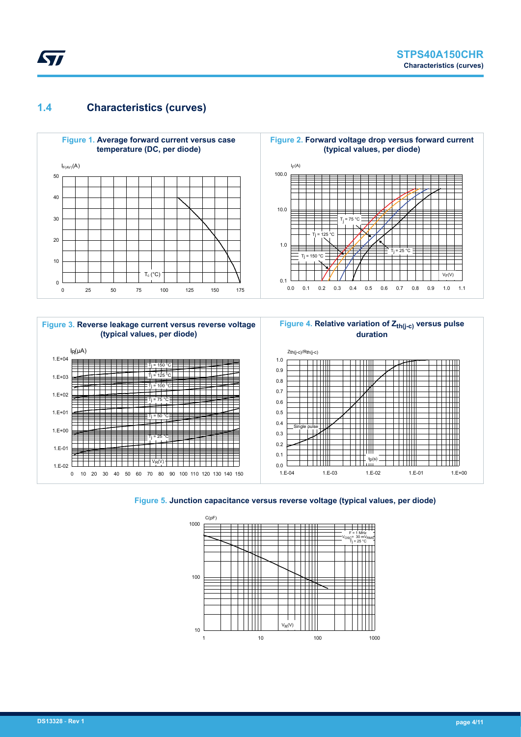## 1.4 Characteristics (curves)

**Figure 1. Average forward current versus case temperature (DC, per diode)**

**Figure 2. Forward voltage drop versus forward current (typical values, per diode)**

**Figure 3. Reverse leakage current versus reverse voltage (typical values, per diode)**

**Figure 4. Relative variation of $Z_{th(j-c)}$ versus pulse duration**

**Figure 5. Junction capacitance versus reverse voltage (typical values, per diode)**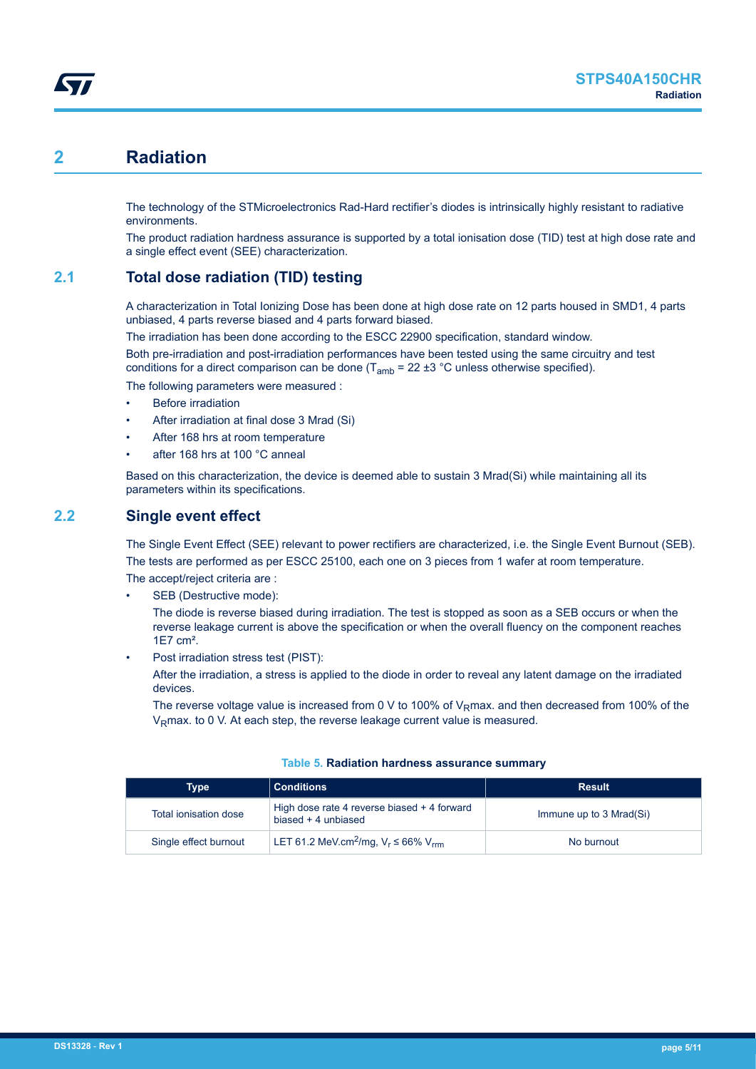# 2 Radiation

The technology of the STMicroelectronics Rad-Hard rectifier's diodes is intrinsically highly resistant to radiative environments.

The product radiation hardness assurance is supported by a total ionisation dose (TID) test at high dose rate and a single effect event (SEE) characterization.

## 2.1 Total dose radiation (TID) testing

A characterization in Total Ionizing Dose has been done at high dose rate on 12 parts housed in SMD1, 4 parts unbiased, 4 parts reverse biased and 4 parts forward biased.

The irradiation has been done according to the ESCC 22900 specification, standard window.

Both pre-irradiation and post-irradiation performances have been tested using the same circuitry and test conditions for a direct comparison can be done ($T_{amb}$ = 22 ±3 °C unless otherwise specified).

The following parameters were measured :

- Before irradiation
- After irradiation at final dose 3 Mrad (Si)
- After 168 hrs at room temperature
- after 168 hrs at 100 °C anneal

Based on this characterization, the device is deemed able to sustain 3 Mrad(Si) while maintaining all its parameters within its specifications.

## 2.2 Single event effect

The Single Event Effect (SEE) relevant to power rectifiers are characterized, i.e. the Single Event Burnout (SEB).

The tests are performed as per ESCC 25100, each one on 3 pieces from 1 wafer at room temperature.

The accept/reject criteria are :

- SEB (Destructive mode):

  The diode is reverse biased during irradiation. The test is stopped as soon as a SEB occurs or when the reverse leakage current is above the specification or when the overall fluency on the component reaches 1E7 cm².
- Post irradiation stress test (PIST):

  After the irradiation, a stress is applied to the diode in order to reveal any latent damage on the irradiated devices.

  The reverse voltage value is increased from 0 V to 100% of $V_R$max. and then decreased from 100% of the $V_R$max. to 0 V. At each step, the reverse leakage current value is measured.

**Table 5. Radiation hardness assurance summary**

| Type | Conditions | Result |
| --- | --- | --- |
| Total ionisation dose | High dose rate 4 reverse biased + 4 forward biased + 4 unbiased | Immune up to 3 Mrad(Si) |
| Single effect burnout | LET 61.2 MeV.cm$^2$/mg, $V_r \leq 66\%\ V_{rrm}$ | No burnout |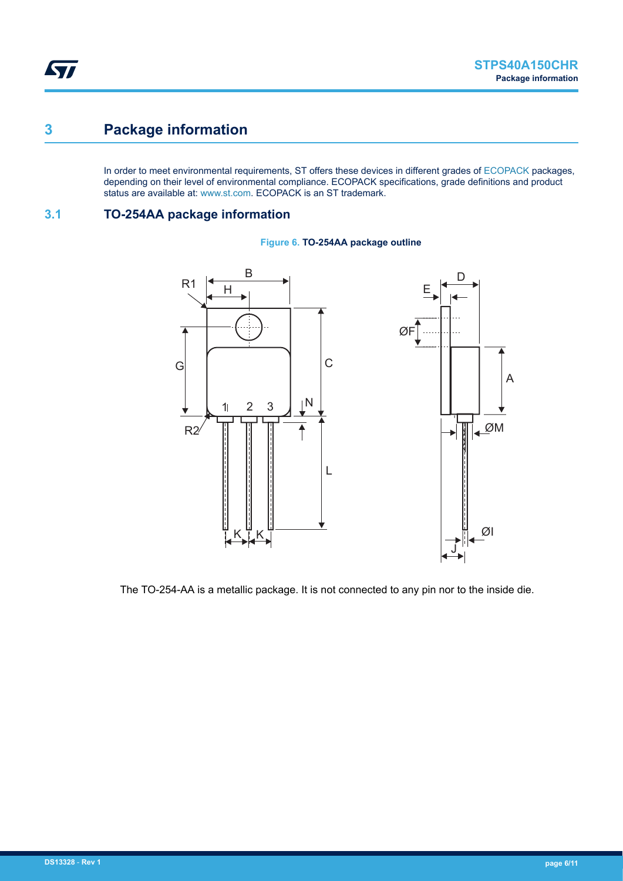# 3 Package information

In order to meet environmental requirements, ST offers these devices in different grades of ECOPACK packages, depending on their level of environmental compliance. ECOPACK specifications, grade definitions and product status are available at: www.st.com. ECOPACK is an ST trademark.

## 3.1 TO-254AA package information

**Figure 6. TO-254AA package outline**

The TO-254-AA is a metallic package. It is not connected to any pin nor to the inside die.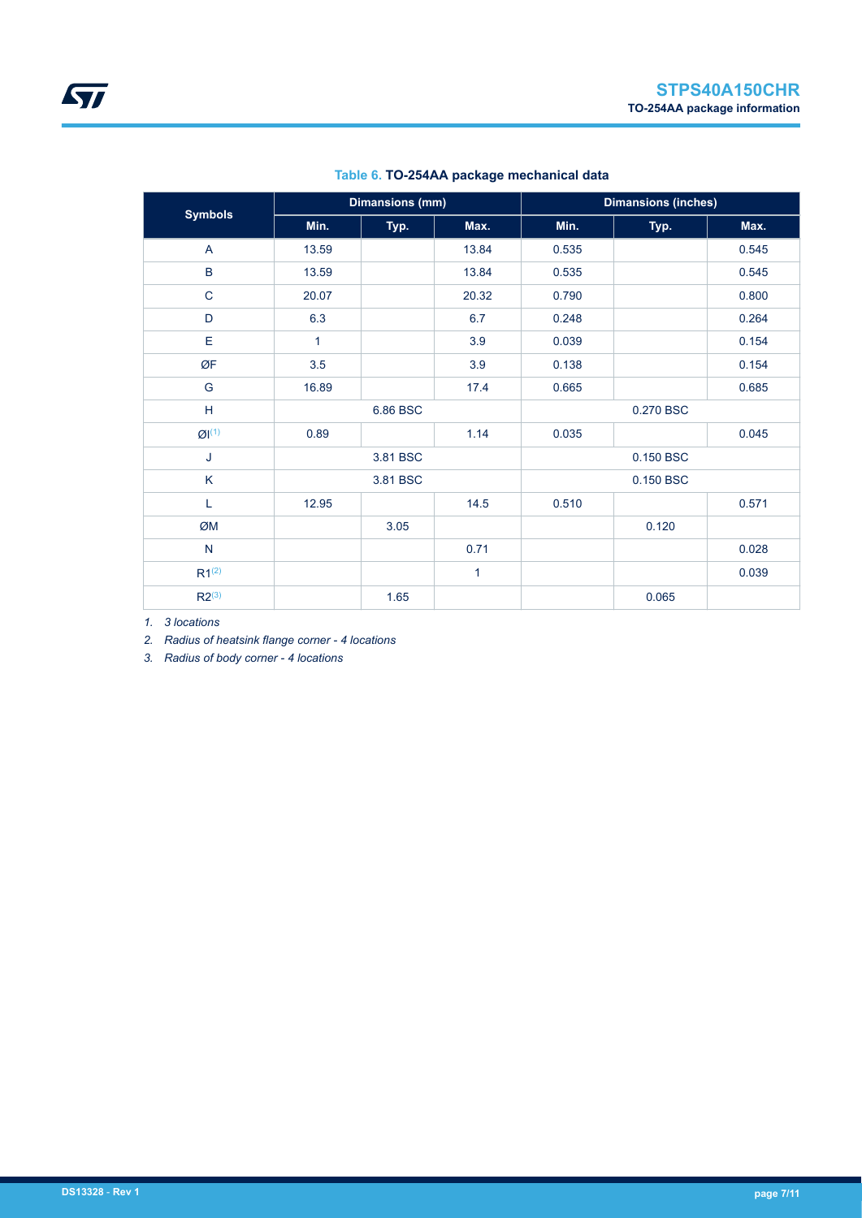**Table 6. TO-254AA package mechanical data**

| Symbols | Dimansions (mm) | | | Dimansions (inches) | | |
|---|---|---|---|---|---|---|
| | Min. | Typ. | Max. | Min. | Typ. | Max. |
| A | 13.59 | | 13.84 | 0.535 | | 0.545 |
| B | 13.59 | | 13.84 | 0.535 | | 0.545 |
| C | 20.07 | | 20.32 | 0.790 | | 0.800 |
| D | 6.3 | | 6.7 | 0.248 | | 0.264 |
| E | 1 | | 3.9 | 0.039 | | 0.154 |
| ØF | 3.5 | | 3.9 | 0.138 | | 0.154 |
| G | 16.89 | | 17.4 | 0.665 | | 0.685 |
| H | | 6.86 BSC | | | 0.270 BSC | |
| ØI(1) | 0.89 | | 1.14 | 0.035 | | 0.045 |
| J | | 3.81 BSC | | | 0.150 BSC | |
| K | | 3.81 BSC | | | 0.150 BSC | |
| L | 12.95 | | 14.5 | 0.510 | | 0.571 |
| ØM | | 3.05 | | | 0.120 | |
| N | | | 0.71 | | | 0.028 |
| R1(2) | | | 1 | | | 0.039 |
| R2(3) | | 1.65 | | | 0.065 | |

1. *3 locations*
2. *Radius of heatsink flange corner - 4 locations*
3. *Radius of body corner - 4 locations*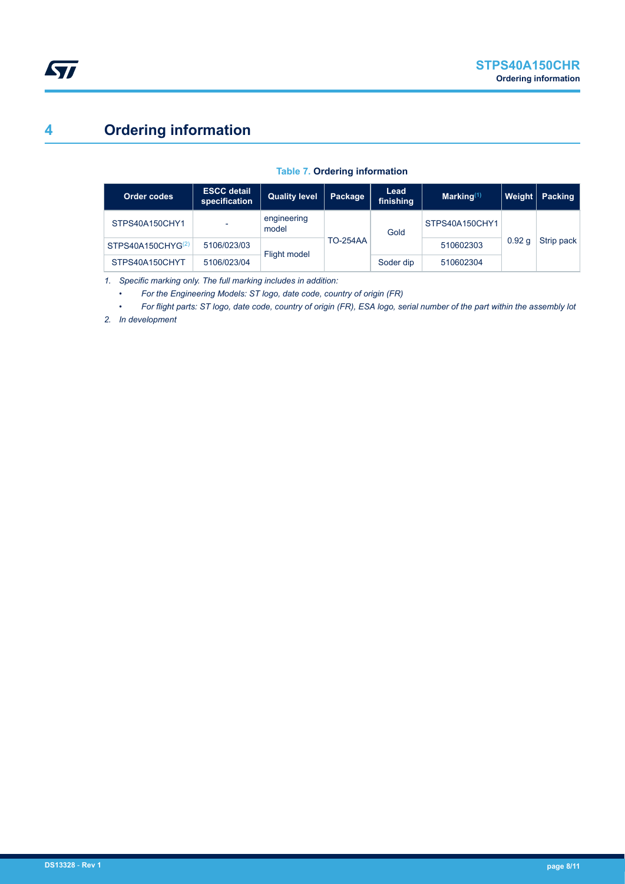# 4 Ordering information

**Table 7. Ordering information**

| Order codes | ESCC detail specification | Quality level | Package | Lead finishing | Marking[(1)] | Weight | Packing |
|---|---|---|---|---|---|---|---|
| STPS40A150CHY1 | - | engineering model | TO-254AA | Gold | STPS40A150CHY1 | 0.92 g | Strip pack |
| STPS40A150CHYG[(2)] | 5106/023/03 | Flight model | TO-254AA | Gold | 510602303 | 0.92 g | Strip pack |
| STPS40A150CHYT | 5106/023/04 | Flight model | TO-254AA | Soder dip | 510602304 | 0.92 g | Strip pack |

1. *Specific marking only. The full marking includes in addition:*
   - *For the Engineering Models: ST logo, date code, country of origin (FR)*
   - *For flight parts: ST logo, date code, country of origin (FR), ESA logo, serial number of the part within the assembly lot*
2. *In development*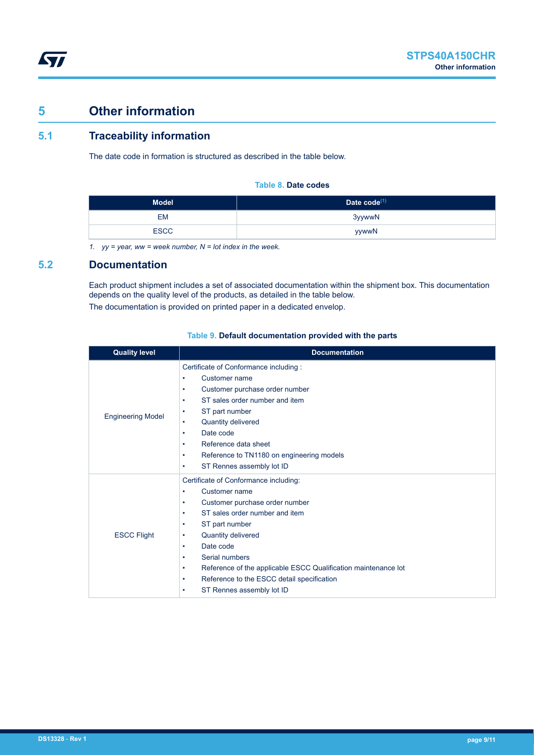# 5 Other information

## 5.1 Traceability information

The date code in formation is structured as described in the table below.

**Table 8. Date codes**

| Model | Date code[(1)] |
|---|---|
| EM | 3yywwN |
| ESCC | yywwN |

*1. yy = year, ww = week number, N = lot index in the week.*

## 5.2 Documentation

Each product shipment includes a set of associated documentation within the shipment box. This documentation depends on the quality level of the products, as detailed in the table below.

The documentation is provided on printed paper in a dedicated envelop.

**Table 9. Default documentation provided with the parts**

| Quality level | Documentation |
|---|---|
| Engineering Model | Certificate of Conformance including :<br>• Customer name<br>• Customer purchase order number<br>• ST sales order number and item<br>• ST part number<br>• Quantity delivered<br>• Date code<br>• Reference data sheet<br>• Reference to TN1180 on engineering models<br>• ST Rennes assembly lot ID |
| ESCC Flight | Certificate of Conformance including:<br>• Customer name<br>• Customer purchase order number<br>• ST sales order number and item<br>• ST part number<br>• Quantity delivered<br>• Date code<br>• Serial numbers<br>• Reference of the applicable ESCC Qualification maintenance lot<br>• Reference to the ESCC detail specification<br>• ST Rennes assembly lot ID |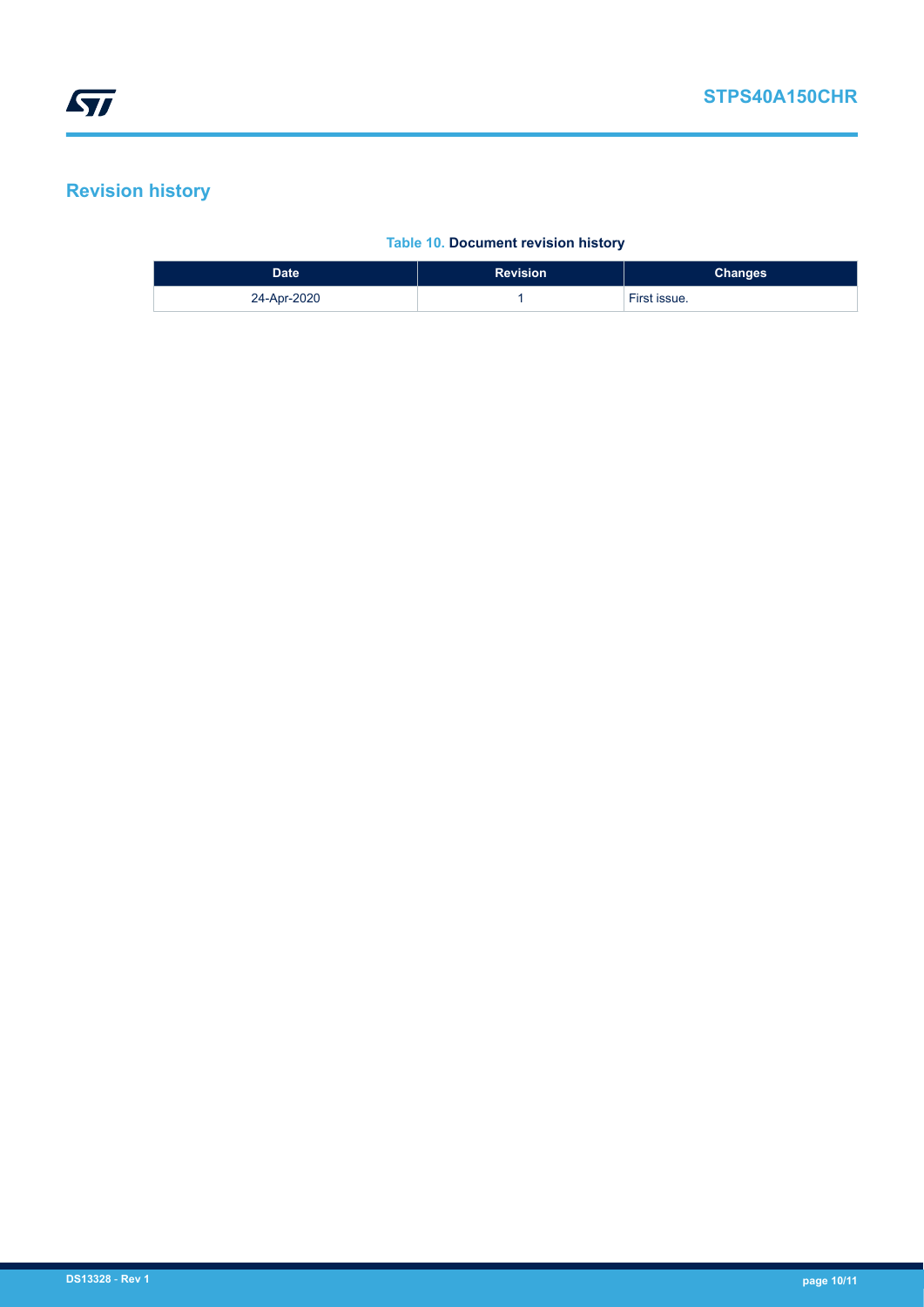## Revision history

**Table 10. Document revision history**

| Date | Revision | Changes |
| --- | --- | --- |
| 24-Apr-2020 | 1 | First issue. |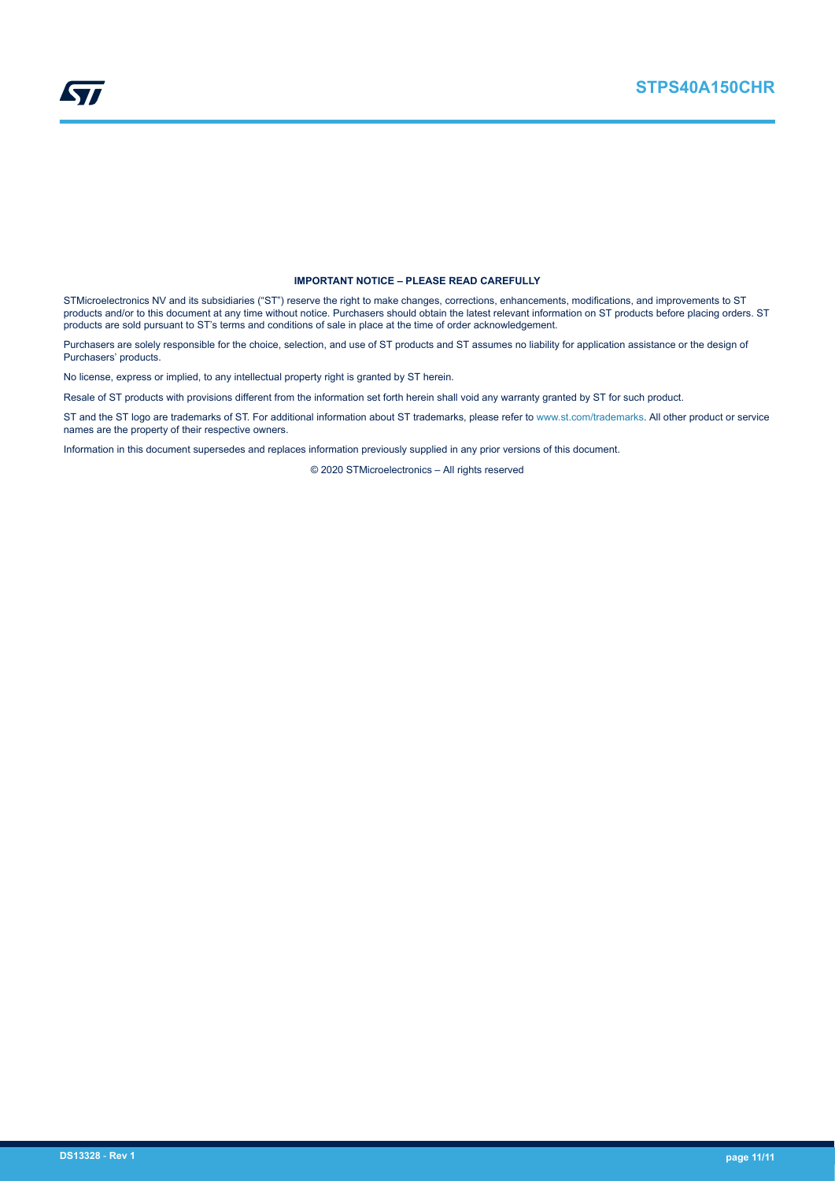**IMPORTANT NOTICE – PLEASE READ CAREFULLY**

STMicroelectronics NV and its subsidiaries ("ST") reserve the right to make changes, corrections, enhancements, modifications, and improvements to ST products and/or to this document at any time without notice. Purchasers should obtain the latest relevant information on ST products before placing orders. ST products are sold pursuant to ST's terms and conditions of sale in place at the time of order acknowledgement.

Purchasers are solely responsible for the choice, selection, and use of ST products and ST assumes no liability for application assistance or the design of Purchasers' products.

No license, express or implied, to any intellectual property right is granted by ST herein.

Resale of ST products with provisions different from the information set forth herein shall void any warranty granted by ST for such product.

ST and the ST logo are trademarks of ST. For additional information about ST trademarks, please refer to www.st.com/trademarks. All other product or service names are the property of their respective owners.

Information in this document supersedes and replaces information previously supplied in any prior versions of this document.

© 2020 STMicroelectronics – All rights reserved